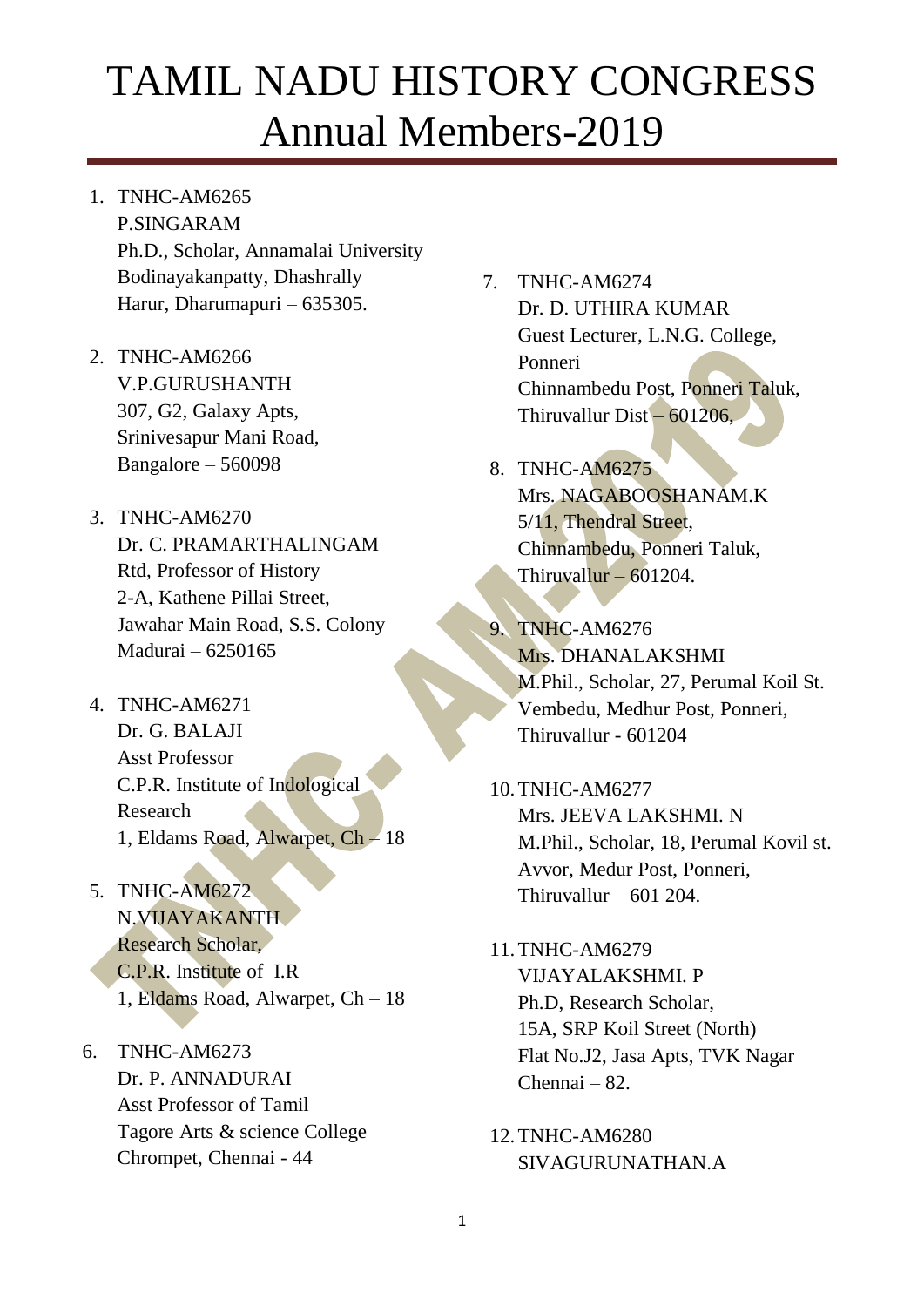# TAMIL NADU HISTORY CONGRESS
# Annual Members-2019

1. TNHC-AM6265
   P.SINGARAM
   Ph.D., Scholar, Annamalai University
   Bodinayakanpatty, Dhashrally
   Harur, Dharumapuri – 635305.

2. TNHC-AM6266
   V.P.GURUSHANTH
   307, G2, Galaxy Apts,
   Srinivesapur Mani Road,
   Bangalore – 560098

3. TNHC-AM6270
   Dr. C. PRAMARTHALINGAM
   Rtd, Professor of History
   2-A, Kathene Pillai Street,
   Jawahar Main Road, S.S. Colony
   Madurai – 6250165

4. TNHC-AM6271
   Dr. G. BALAJI
   Asst Professor
   C.P.R. Institute of Indological Research
   1, Eldams Road, Alwarpet, Ch – 18

5. TNHC-AM6272
   N.VIJAYAKANTH
   Research Scholar,
   C.P.R. Institute of I.R
   1, Eldams Road, Alwarpet, Ch – 18

6. TNHC-AM6273
   Dr. P. ANNADURAI
   Asst Professor of Tamil
   Tagore Arts & science College
   Chrompet, Chennai - 44

7. TNHC-AM6274
   Dr. D. UTHIRA KUMAR
   Guest Lecturer, L.N.G. College, Ponneri
   Chinnambedu Post, Ponneri Taluk,
   Thiruvallur Dist – 601206,

8. TNHC-AM6275
   Mrs. NAGABOOSHANAM.K
   5/11, Thendral Street,
   Chinnambedu, Ponneri Taluk,
   Thiruvallur – 601204.

9. TNHC-AM6276
   Mrs. DHANALAKSHMI
   M.Phil., Scholar, 27, Perumal Koil St.
   Vembedu, Medhur Post, Ponneri,
   Thiruvallur - 601204

10. TNHC-AM6277
    Mrs. JEEVA LAKSHMI. N
    M.Phil., Scholar, 18, Perumal Kovil st.
    Avvor, Medur Post, Ponneri,
    Thiruvallur – 601 204.

11. TNHC-AM6279
    VIJAYALAKSHMI. P
    Ph.D, Research Scholar,
    15A, SRP Koil Street (North)
    Flat No.J2, Jasa Apts, TVK Nagar
    Chennai – 82.

12. TNHC-AM6280
    SIVAGURUNATHAN.A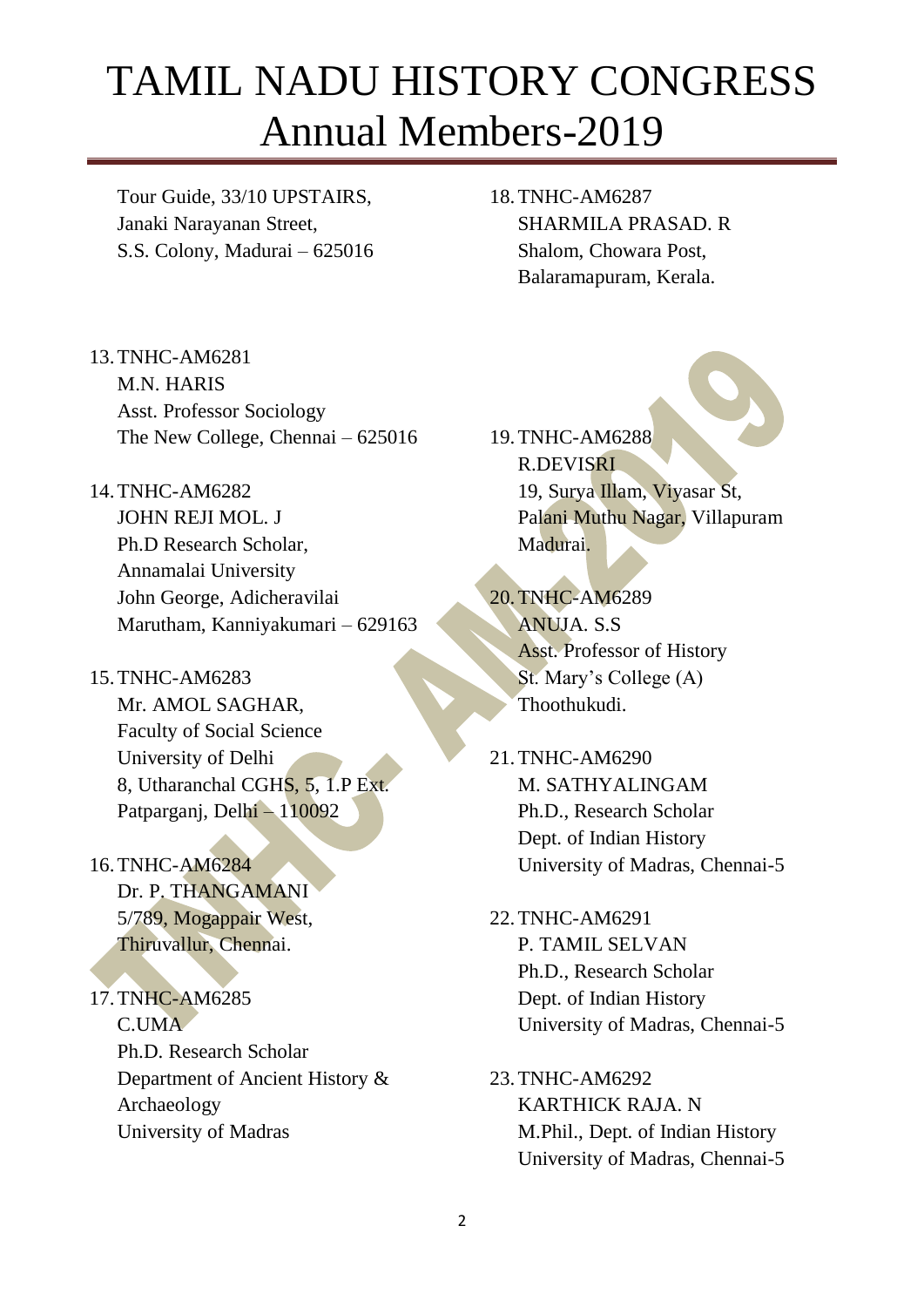# TAMIL NADU HISTORY CONGRESS
# Annual Members-2019

Tour Guide, 33/10 UPSTAIRS,
Janaki Narayanan Street,
S.S. Colony, Madurai – 625016

13. TNHC-AM6281
    M.N. HARIS
    Asst. Professor Sociology
    The New College, Chennai – 625016

14. TNHC-AM6282
    JOHN REJI MOL. J
    Ph.D Research Scholar,
    Annamalai University
    John George, Adicheravilai
    Marutham, Kanniyakumari – 629163

15. TNHC-AM6283
    Mr. AMOL SAGHAR,
    Faculty of Social Science
    University of Delhi
    8, Utharanchal CGHS, 5, 1.P Ext.
    Patparganj, Delhi – 110092

16. TNHC-AM6284
    Dr. P. THANGAMANI
    5/789, Mogappair West,
    Thiruvallur, Chennai.

17. TNHC-AM6285
    C.UMA
    Ph.D. Research Scholar
    Department of Ancient History & Archaeology
    University of Madras

18. TNHC-AM6287
    SHARMILA PRASAD. R
    Shalom, Chowara Post,
    Balaramapuram, Kerala.

19. TNHC-AM6288
    R.DEVISRI
    19, Surya Illam, Viyasar St,
    Palani Muthu Nagar, Villapuram
    Madurai.

20. TNHC-AM6289
    ANUJA. S.S
    Asst. Professor of History
    St. Mary's College (A)
    Thoothukudi.

21. TNHC-AM6290
    M. SATHYALINGAM
    Ph.D., Research Scholar
    Dept. of Indian History
    University of Madras, Chennai-5

22. TNHC-AM6291
    P. TAMIL SELVAN
    Ph.D., Research Scholar
    Dept. of Indian History
    University of Madras, Chennai-5

23. TNHC-AM6292
    KARTHICK RAJA. N
    M.Phil., Dept. of Indian History
    University of Madras, Chennai-5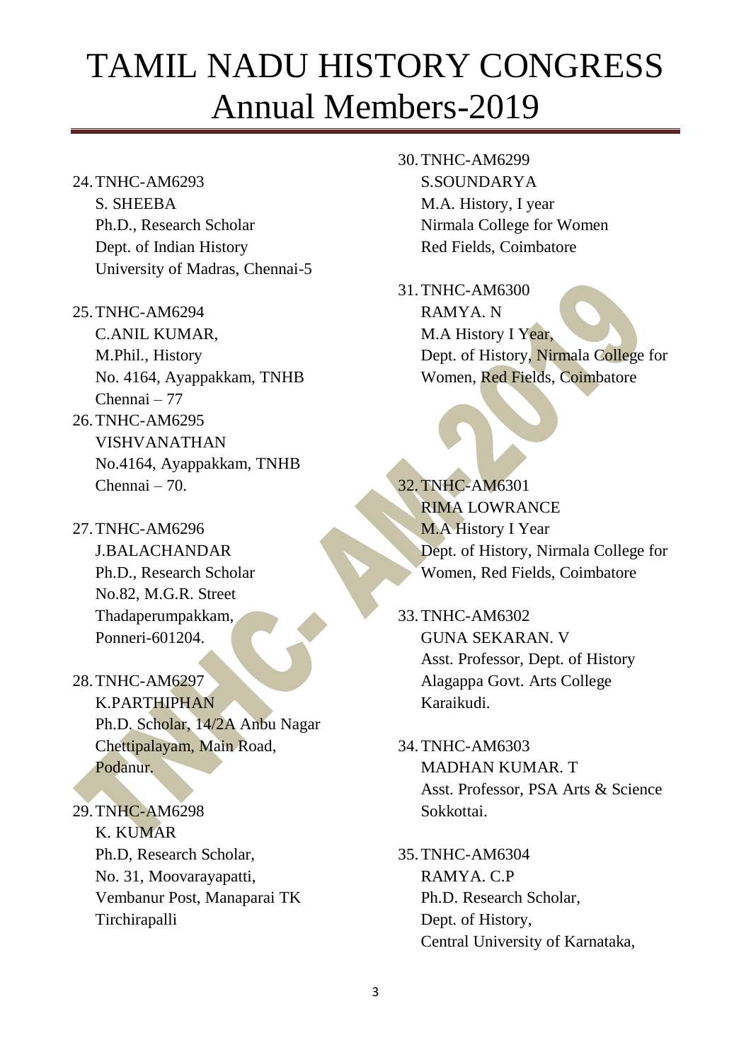# TAMIL NADU HISTORY CONGRESS
# Annual Members-2019

24. TNHC-AM6293
    S. SHEEBA
    Ph.D., Research Scholar
    Dept. of Indian History
    University of Madras, Chennai-5

25. TNHC-AM6294
    C.ANIL KUMAR,
    M.Phil., History
    No. 4164, Ayappakkam, TNHB
    Chennai – 77

26. TNHC-AM6295
    VISHVANATHAN
    No.4164, Ayappakkam, TNHB
    Chennai – 70.

27. TNHC-AM6296
    J.BALACHANDAR
    Ph.D., Research Scholar
    No.82, M.G.R. Street
    Thadaperumpakkam,
    Ponneri-601204.

28. TNHC-AM6297
    K.PARTHIPHAN
    Ph.D. Scholar, 14/2A Anbu Nagar
    Chettipalayam, Main Road,
    Podanur.

29. TNHC-AM6298
    K. KUMAR
    Ph.D, Research Scholar,
    No. 31, Moovarayapatti,
    Vembanur Post, Manaparai TK
    Tirchirapalli

30. TNHC-AM6299
    S.SOUNDARYA
    M.A. History, I year
    Nirmala College for Women
    Red Fields, Coimbatore

31. TNHC-AM6300
    RAMYA. N
    M.A History I Year,
    Dept. of History, Nirmala College for Women, Red Fields, Coimbatore

32. TNHC-AM6301
    RIMA LOWRANCE
    M.A History I Year
    Dept. of History, Nirmala College for Women, Red Fields, Coimbatore

33. TNHC-AM6302
    GUNA SEKARAN. V
    Asst. Professor, Dept. of History
    Alagappa Govt. Arts College
    Karaikudi.

34. TNHC-AM6303
    MADHAN KUMAR. T
    Asst. Professor, PSA Arts & Science
    Sokkottai.

35. TNHC-AM6304
    RAMYA. C.P
    Ph.D. Research Scholar,
    Dept. of History,
    Central University of Karnataka,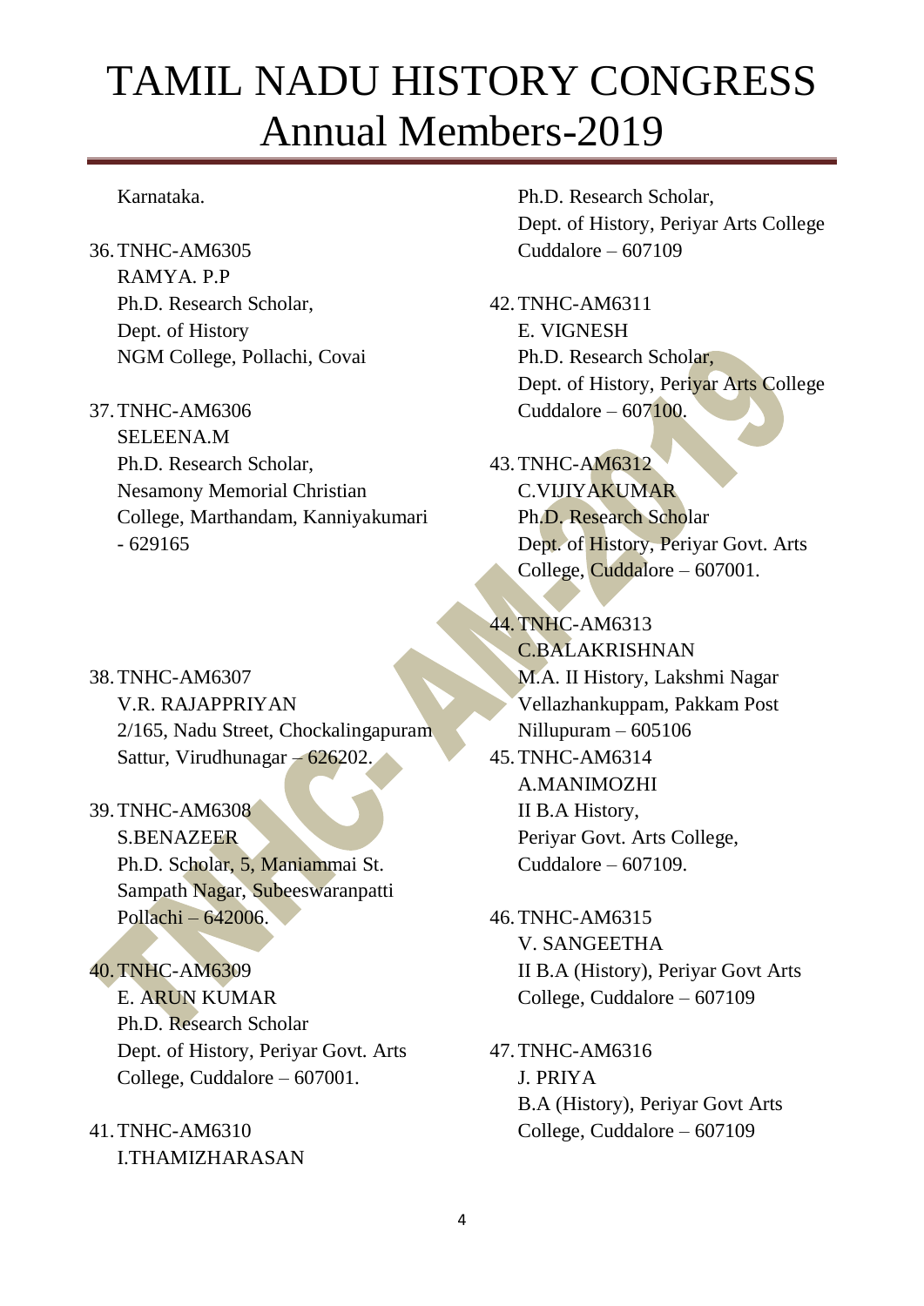Karnataka.

36. TNHC-AM6305
    RAMYA. P.P
    Ph.D. Research Scholar,
    Dept. of History
    NGM College, Pollachi, Covai

37. TNHC-AM6306
    SELEENA.M
    Ph.D. Research Scholar,
    Nesamony Memorial Christian College, Marthandam, Kanniyakumari - 629165

38. TNHC-AM6307
    V.R. RAJAPPRIYAN
    2/165, Nadu Street, Chockalingapuram
    Sattur, Virudhunagar – 626202.

39. TNHC-AM6308
    S.BENAZEER
    Ph.D. Scholar, 5, Maniammai St.
    Sampath Nagar, Subeeswaranpatti
    Pollachi – 642006.

40. TNHC-AM6309
    E. ARUN KUMAR
    Ph.D. Research Scholar
    Dept. of History, Periyar Govt. Arts College, Cuddalore – 607001.

41. TNHC-AM6310
    I.THAMIZHARASAN
    Ph.D. Research Scholar,
    Dept. of History, Periyar Arts College
    Cuddalore – 607109

42. TNHC-AM6311
    E. VIGNESH
    Ph.D. Research Scholar,
    Dept. of History, Periyar Arts College
    Cuddalore – 607100.

43. TNHC-AM6312
    C.VIJIYAKUMAR
    Ph.D. Research Scholar
    Dept. of History, Periyar Govt. Arts College, Cuddalore – 607001.

44. TNHC-AM6313
    C.BALAKRISHNAN
    M.A. II History, Lakshmi Nagar
    Vellazhankuppam, Pakkam Post
    Nillupuram – 605106

45. TNHC-AM6314
    A.MANIMOZHI
    II B.A History,
    Periyar Govt. Arts College,
    Cuddalore – 607109.

46. TNHC-AM6315
    V. SANGEETHA
    II B.A (History), Periyar Govt Arts College, Cuddalore – 607109

47. TNHC-AM6316
    J. PRIYA
    B.A (History), Periyar Govt Arts College, Cuddalore – 607109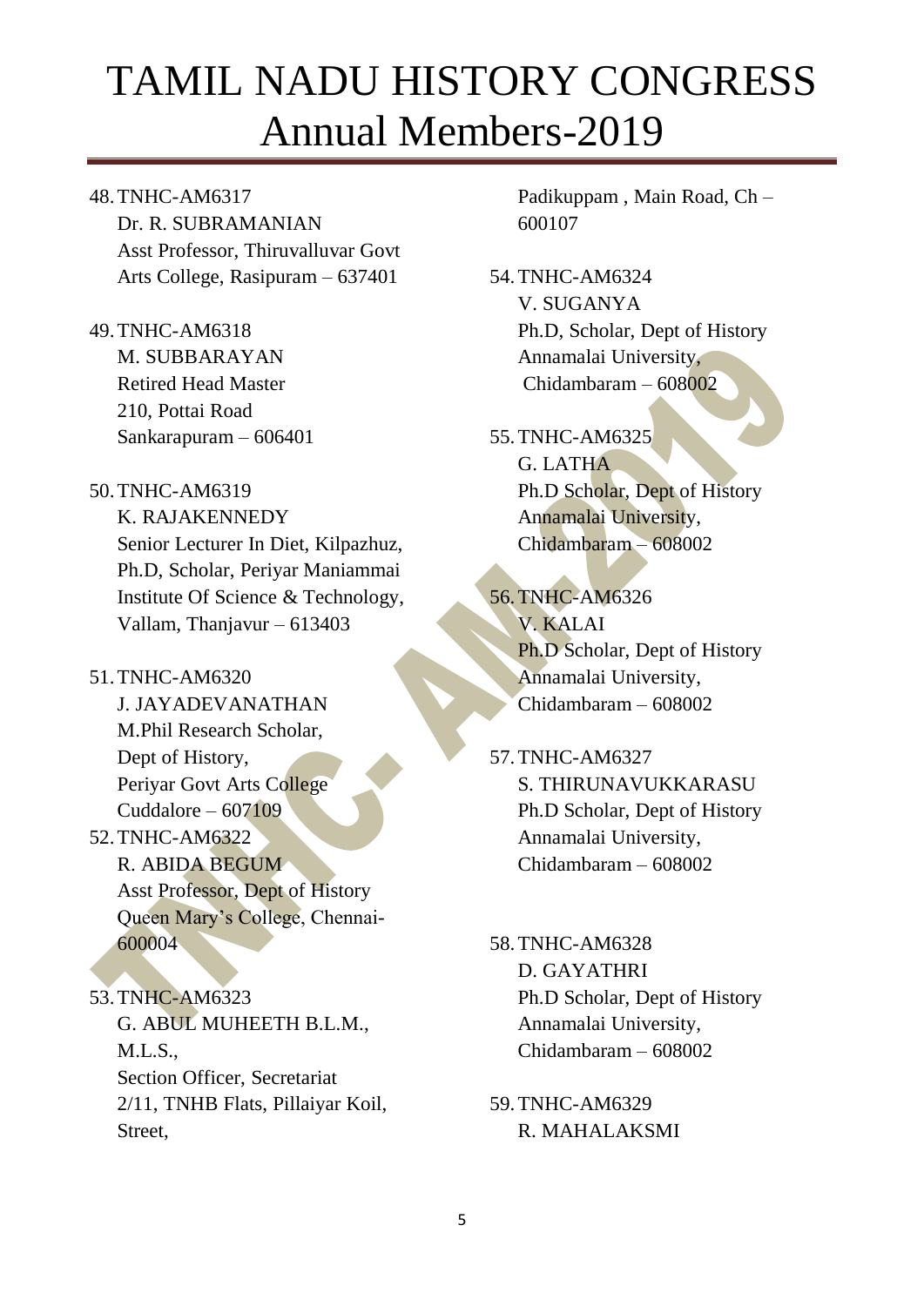# TAMIL NADU HISTORY CONGRESS
# Annual Members-2019

48. TNHC-AM6317
    Dr. R. SUBRAMANIAN
    Asst Professor, Thiruvalluvar Govt Arts College, Rasipuram – 637401

49. TNHC-AM6318
    M. SUBBARAYAN
    Retired Head Master
    210, Pottai Road
    Sankarapuram – 606401

50. TNHC-AM6319
    K. RAJAKENNEDY
    Senior Lecturer In Diet, Kilpazhuz, Ph.D, Scholar, Periyar Maniammai Institute Of Science & Technology, Vallam, Thanjavur – 613403

51. TNHC-AM6320
    J. JAYADEVANATHAN
    M.Phil Research Scholar,
    Dept of History,
    Periyar Govt Arts College
    Cuddalore – 607109

52. TNHC-AM6322
    R. ABIDA BEGUM
    Asst Professor, Dept of History
    Queen Mary's College, Chennai-600004

53. TNHC-AM6323
    G. ABUL MUHEETH B.L.M., M.L.S.,
    Section Officer, Secretariat
    2/11, TNHB Flats, Pillaiyar Koil, Street,
    Padikuppam , Main Road, Ch – 600107

54. TNHC-AM6324
    V. SUGANYA
    Ph.D, Scholar, Dept of History
    Annamalai University,
    Chidambaram – 608002

55. TNHC-AM6325
    G. LATHA
    Ph.D Scholar, Dept of History
    Annamalai University,
    Chidambaram – 608002

56. TNHC-AM6326
    V. KALAI
    Ph.D Scholar, Dept of History
    Annamalai University,
    Chidambaram – 608002

57. TNHC-AM6327
    S. THIRUNAVUKKARASU
    Ph.D Scholar, Dept of History
    Annamalai University,
    Chidambaram – 608002

58. TNHC-AM6328
    D. GAYATHRI
    Ph.D Scholar, Dept of History
    Annamalai University,
    Chidambaram – 608002

59. TNHC-AM6329
    R. MAHALAKSMI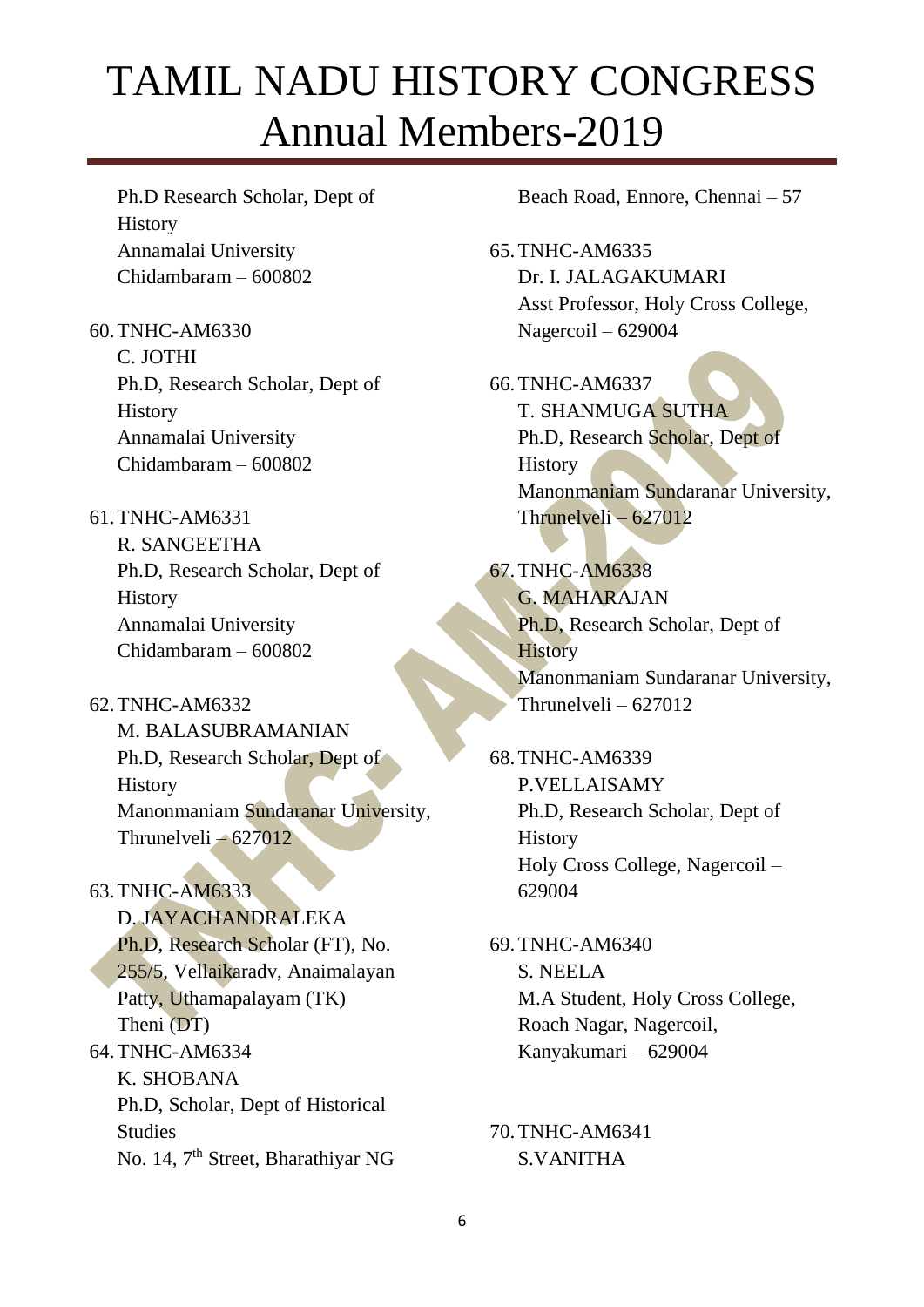# TAMIL NADU HISTORY CONGRESS
# Annual Members-2019

Ph.D Research Scholar, Dept of History
Annamalai University
Chidambaram – 600802

60. TNHC-AM6330
C. JOTHI
Ph.D, Research Scholar, Dept of History
Annamalai University
Chidambaram – 600802

61. TNHC-AM6331
R. SANGEETHA
Ph.D, Research Scholar, Dept of History
Annamalai University
Chidambaram – 600802

62. TNHC-AM6332
M. BALASUBRAMANIAN
Ph.D, Research Scholar, Dept of History
Manonmaniam Sundaranar University,
Thrunelveli – 627012

63. TNHC-AM6333
D. JAYACHANDRALEKA
Ph.D, Research Scholar (FT), No. 255/5, Vellaikaradv, Anaimalayan Patty, Uthamapalayam (TK)
Theni (DT)

64. TNHC-AM6334
K. SHOBANA
Ph.D, Scholar, Dept of Historical Studies
No. 14, 7th Street, Bharathiyar NG Beach Road, Ennore, Chennai – 57

65. TNHC-AM6335
Dr. I. JALAGAKUMARI
Asst Professor, Holy Cross College,
Nagercoil – 629004

66. TNHC-AM6337
T. SHANMUGA SUTHA
Ph.D, Research Scholar, Dept of History
Manonmaniam Sundaranar University,
Thrunelveli – 627012

67. TNHC-AM6338
G. MAHARAJAN
Ph.D, Research Scholar, Dept of History
Manonmaniam Sundaranar University,
Thrunelveli – 627012

68. TNHC-AM6339
P.VELLAISAMY
Ph.D, Research Scholar, Dept of History
Holy Cross College, Nagercoil – 629004

69. TNHC-AM6340
S. NEELA
M.A Student, Holy Cross College,
Roach Nagar, Nagercoil,
Kanyakumari – 629004

70. TNHC-AM6341
S.VANITHA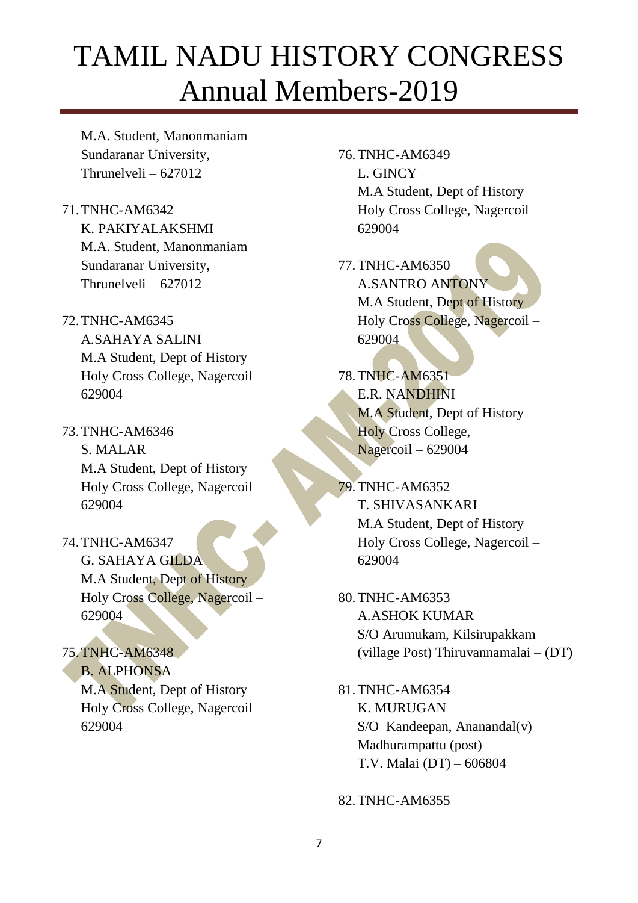M.A. Student, Manonmaniam Sundaranar University, Thrunelveli – 627012

71. TNHC-AM6342
    K. PAKIYALAKSHMI
    M.A. Student, Manonmaniam Sundaranar University, Thrunelveli – 627012

72. TNHC-AM6345
    A.SAHAYA SALINI
    M.A Student, Dept of History
    Holy Cross College, Nagercoil – 629004

73. TNHC-AM6346
    S. MALAR
    M.A Student, Dept of History
    Holy Cross College, Nagercoil – 629004

74. TNHC-AM6347
    G. SAHAYA GILDA
    M.A Student, Dept of History
    Holy Cross College, Nagercoil – 629004

75. TNHC-AM6348
    B. ALPHONSA
    M.A Student, Dept of History
    Holy Cross College, Nagercoil – 629004

76. TNHC-AM6349
    L. GINCY
    M.A Student, Dept of History
    Holy Cross College, Nagercoil – 629004

77. TNHC-AM6350
    A.SANTRO ANTONY
    M.A Student, Dept of History
    Holy Cross College, Nagercoil – 629004

78. TNHC-AM6351
    E.R. NANDHINI
    M.A Student, Dept of History
    Holy Cross College, Nagercoil – 629004

79. TNHC-AM6352
    T. SHIVASANKARI
    M.A Student, Dept of History
    Holy Cross College, Nagercoil – 629004

80. TNHC-AM6353
    A.ASHOK KUMAR
    S/O Arumukam, Kilsirupakkam (village Post) Thiruvannamalai – (DT)

81. TNHC-AM6354
    K. MURUGAN
    S/O Kandeepan, Ananandal(v)
    Madhurampattu (post)
    T.V. Malai (DT) – 606804

82. TNHC-AM6355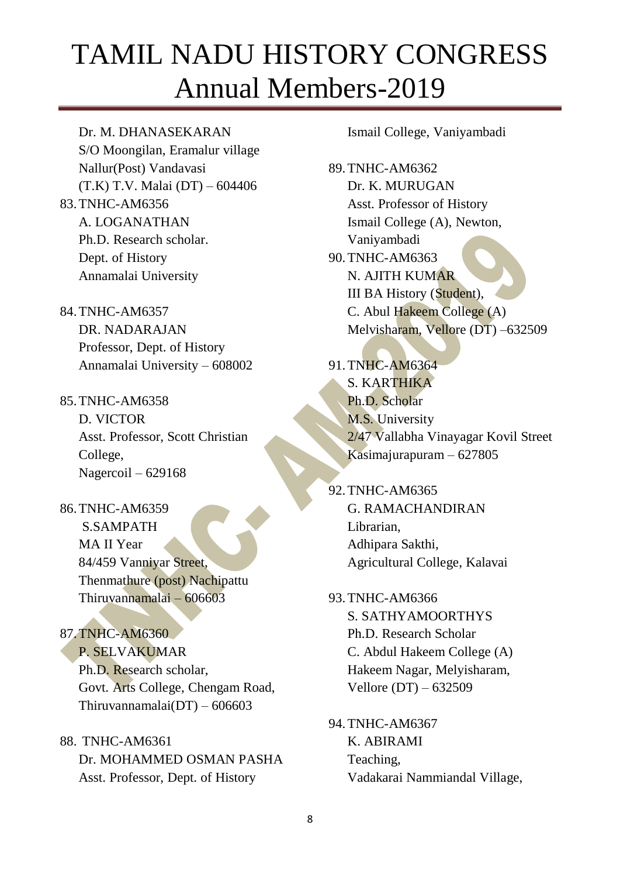# TAMIL NADU HISTORY CONGRESS
# Annual Members-2019

Dr. M. DHANASEKARAN
S/O Moongilan, Eramalur village
Nallur(Post) Vandavasi
(T.K) T.V. Malai (DT) – 604406

83. TNHC-AM6356
A. LOGANATHAN
Ph.D. Research scholar.
Dept. of History
Annamalai University

84. TNHC-AM6357
DR. NADARAJAN
Professor, Dept. of History
Annamalai University – 608002

85. TNHC-AM6358
D. VICTOR
Asst. Professor, Scott Christian College,
Nagercoil – 629168

86. TNHC-AM6359
S.SAMPATH
MA II Year
84/459 Vanniyar Street,
Thenmathure (post) Nachipattu
Thiruvannamalai – 606603

87. TNHC-AM6360
P. SELVAKUMAR
Ph.D. Research scholar,
Govt. Arts College, Chengam Road,
Thiruvannamalai(DT) – 606603

88. TNHC-AM6361
Dr. MOHAMMED OSMAN PASHA
Asst. Professor, Dept. of History
Ismail College, Vaniyambadi

89. TNHC-AM6362
Dr. K. MURUGAN
Asst. Professor of History
Ismail College (A), Newton,
Vaniyambadi

90. TNHC-AM6363
N. AJITH KUMAR
III BA History (Student),
C. Abul Hakeem College (A)
Melvisharam, Vellore (DT) –632509

91. TNHC-AM6364
S. KARTHIKA
Ph.D. Scholar
M.S. University
2/47 Vallabha Vinayagar Kovil Street
Kasimajurapuram – 627805

92. TNHC-AM6365
G. RAMACHANDIRAN
Librarian,
Adhipara Sakthi,
Agricultural College, Kalavai

93. TNHC-AM6366
S. SATHYAMOORTHYS
Ph.D. Research Scholar
C. Abdul Hakeem College (A)
Hakeem Nagar, Melyisharam,
Vellore (DT) – 632509

94. TNHC-AM6367
K. ABIRAMI
Teaching,
Vadakarai Nammiandal Village,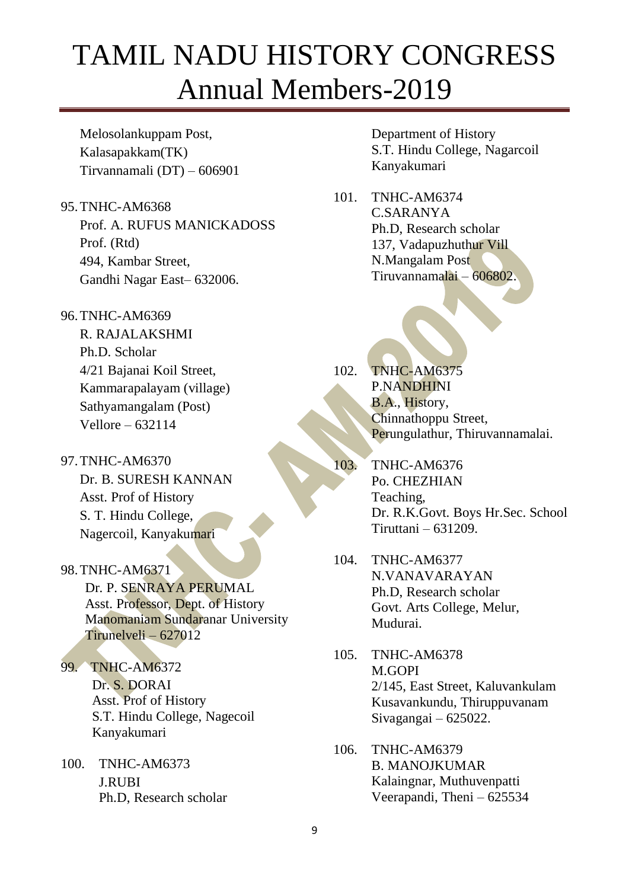# TAMIL NADU HISTORY CONGRESS
# Annual Members-2019

Melosolankuppam Post,
Kalasapakkam(TK)
Tirvannamali (DT) – 606901

95. TNHC-AM6368
Prof. A. RUFUS MANICKADOSS
Prof. (Rtd)
494, Kambar Street,
Gandhi Nagar East– 632006.

96. TNHC-AM6369
R. RAJALAKSHMI
Ph.D. Scholar
4/21 Bajanai Koil Street,
Kammarapalayam (village)
Sathyamangalam (Post)
Vellore – 632114

97. TNHC-AM6370
Dr. B. SURESH KANNAN
Asst. Prof of History
S. T. Hindu College,
Nagercoil, Kanyakumari

98. TNHC-AM6371
Dr. P. SENRAYA PERUMAL
Asst. Professor, Dept. of History
Manomaniam Sundaranar University
Tirunelveli – 627012

99. TNHC-AM6372
Dr. S. DORAI
Asst. Prof of History
S.T. Hindu College, Nagecoil
Kanyakumari

100. TNHC-AM6373
J.RUBI
Ph.D, Research scholar
Department of History
S.T. Hindu College, Nagarcoil
Kanyakumari

101. TNHC-AM6374
C.SARANYA
Ph.D, Research scholar
137, Vadapuzhuthur Vill
N.Mangalam Post
Tiruvannamalai – 606802.

102. TNHC-AM6375
P.NANDHINI
B.A., History,
Chinnathoppu Street,
Perungulathur, Thiruvannamalai.

103. TNHC-AM6376
Po. CHEZHIAN
Teaching,
Dr. R.K.Govt. Boys Hr.Sec. School
Tiruttani – 631209.

104. TNHC-AM6377
N.VANAVARAYAN
Ph.D, Research scholar
Govt. Arts College, Melur,
Mudurai.

105. TNHC-AM6378
M.GOPI
2/145, East Street, Kaluvankulam
Kusavankundu, Thiruppuvanam
Sivagangai – 625022.

106. TNHC-AM6379
B. MANOJKUMAR
Kalaingnar, Muthuvenpatti
Veerapandi, Theni – 625534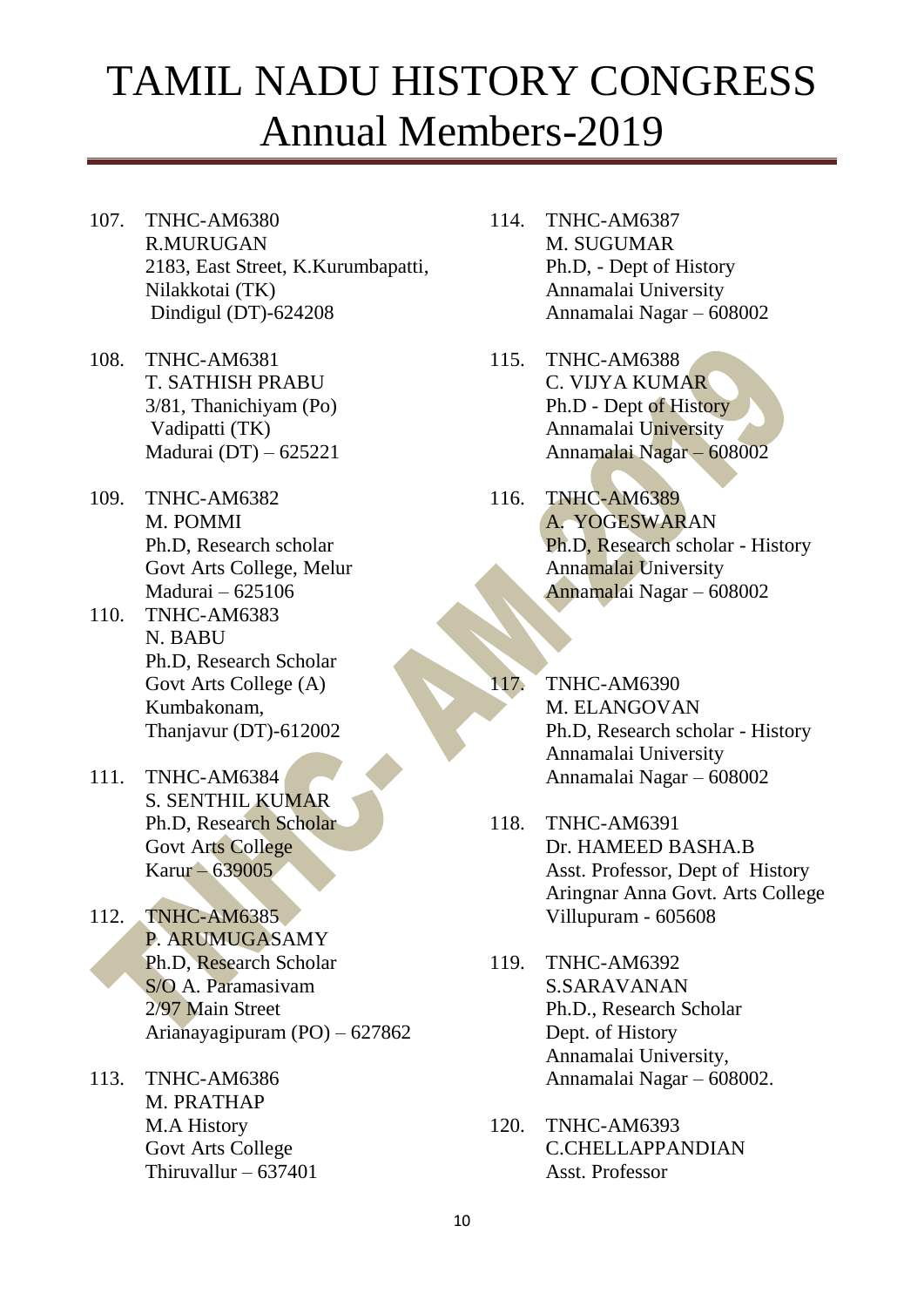# TAMIL NADU HISTORY CONGRESS
# Annual Members-2019

107. TNHC-AM6380
R.MURUGAN
2183, East Street, K.Kurumbapatti,
Nilakkotai (TK)
Dindigul (DT)-624208

108. TNHC-AM6381
T. SATHISH PRABU
3/81, Thanichiyam (Po)
Vadipatti (TK)
Madurai (DT) – 625221

109. TNHC-AM6382
M. POMMI
Ph.D, Research scholar
Govt Arts College, Melur
Madurai – 625106

110. TNHC-AM6383
N. BABU
Ph.D, Research Scholar
Govt Arts College (A)
Kumbakonam,
Thanjavur (DT)-612002

111. TNHC-AM6384
S. SENTHIL KUMAR
Ph.D, Research Scholar
Govt Arts College
Karur – 639005

112. TNHC-AM6385
P. ARUMUGASAMY
Ph.D, Research Scholar
S/O A. Paramasivam
2/97 Main Street
Arianayagipuram (PO) – 627862

113. TNHC-AM6386
M. PRATHAP
M.A History
Govt Arts College
Thiruvallur – 637401

114. TNHC-AM6387
M. SUGUMAR
Ph.D, - Dept of History
Annamalai University
Annamalai Nagar – 608002

115. TNHC-AM6388
C. VIJYA KUMAR
Ph.D - Dept of History
Annamalai University
Annamalai Nagar – 608002

116. TNHC-AM6389
A. YOGESWARAN
Ph.D, Research scholar - History
Annamalai University
Annamalai Nagar – 608002

117. TNHC-AM6390
M. ELANGOVAN
Ph.D, Research scholar - History
Annamalai University
Annamalai Nagar – 608002

118. TNHC-AM6391
Dr. HAMEED BASHA.B
Asst. Professor, Dept of History
Aringnar Anna Govt. Arts College
Villupuram - 605608

119. TNHC-AM6392
S.SARAVANAN
Ph.D., Research Scholar
Dept. of History
Annamalai University,
Annamalai Nagar – 608002.

120. TNHC-AM6393
C.CHELLAPPANDIAN
Asst. Professor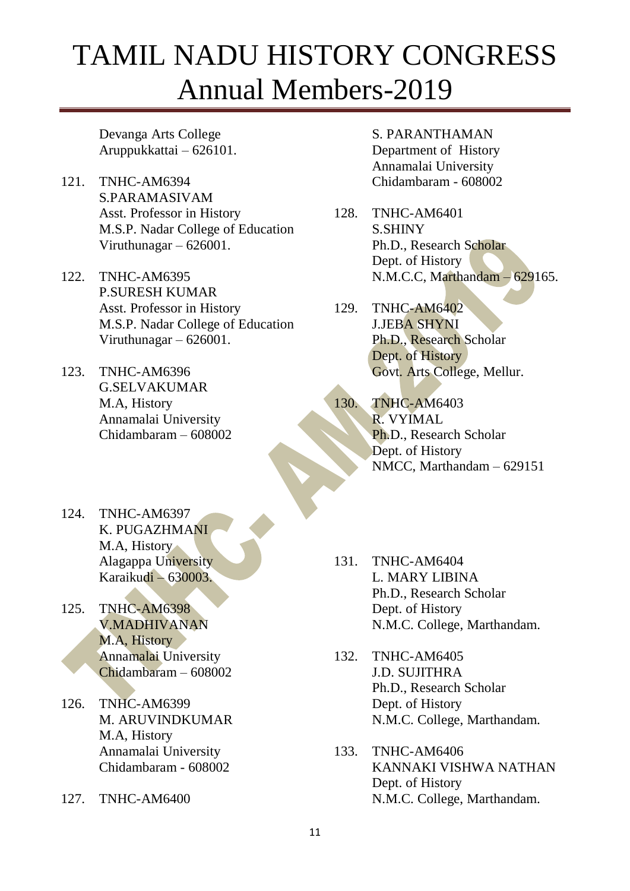# TAMIL NADU HISTORY CONGRESS
# Annual Members-2019

Devanga Arts College
Aruppukkattai – 626101.

121. TNHC-AM6394
S.PARAMASIVAM
Asst. Professor in History
M.S.P. Nadar College of Education
Viruthunagar – 626001.

122. TNHC-AM6395
P.SURESH KUMAR
Asst. Professor in History
M.S.P. Nadar College of Education
Viruthunagar – 626001.

123. TNHC-AM6396
G.SELVAKUMAR
M.A, History
Annamalai University
Chidambaram – 608002

124. TNHC-AM6397
K. PUGAZHMANI
M.A, History
Alagappa University
Karaikudi – 630003.

125. TNHC-AM6398
V.MADHIVANAN
M.A, History
Annamalai University
Chidambaram – 608002

126. TNHC-AM6399
M. ARUVINDKUMAR
M.A, History
Annamalai University
Chidambaram - 608002

127. TNHC-AM6400
S. PARANTHAMAN
Department of History
Annamalai University
Chidambaram - 608002

128. TNHC-AM6401
S.SHINY
Ph.D., Research Scholar
Dept. of History
N.M.C.C, Marthandam – 629165.

129. TNHC-AM6402
J.JEBA SHYNI
Ph.D., Research Scholar
Dept. of History
Govt. Arts College, Mellur.

130. TNHC-AM6403
R. VYIMAL
Ph.D., Research Scholar
Dept. of History
NMCC, Marthandam – 629151

131. TNHC-AM6404
L. MARY LIBINA
Ph.D., Research Scholar
Dept. of History
N.M.C. College, Marthandam.

132. TNHC-AM6405
J.D. SUJITHRA
Ph.D., Research Scholar
Dept. of History
N.M.C. College, Marthandam.

133. TNHC-AM6406
KANNAKI VISHWA NATHAN
Dept. of History
N.M.C. College, Marthandam.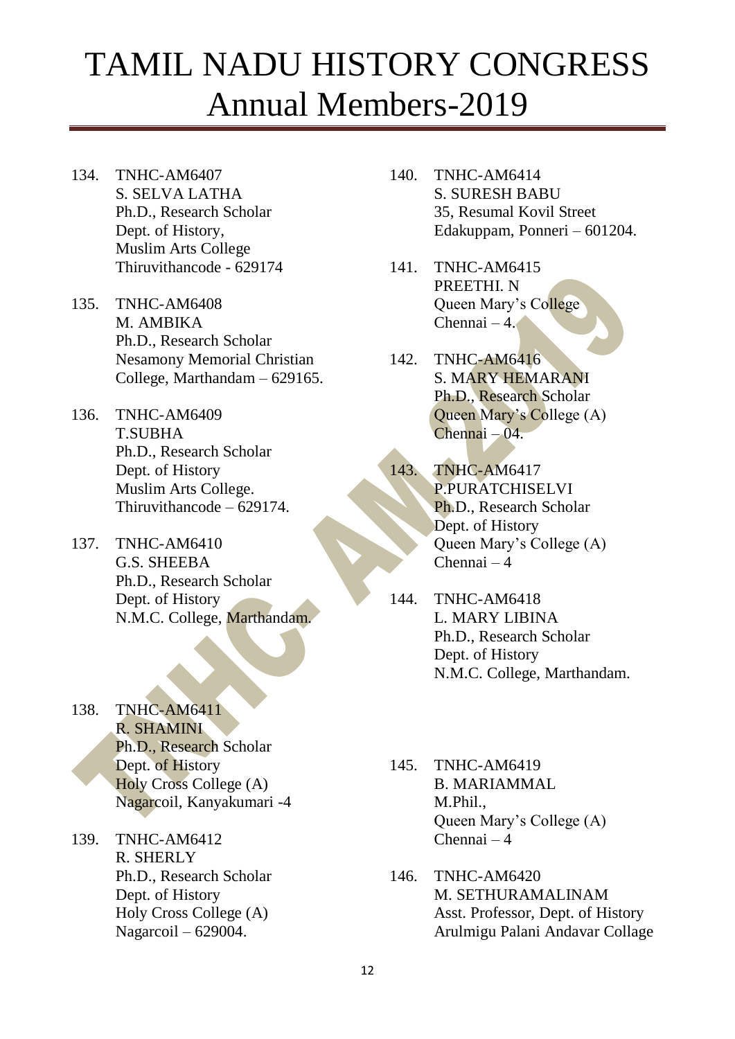# TAMIL NADU HISTORY CONGRESS
# Annual Members-2019

134. TNHC-AM6407
S. SELVA LATHA
Ph.D., Research Scholar
Dept. of History,
Muslim Arts College
Thiruvithancode - 629174

135. TNHC-AM6408
M. AMBIKA
Ph.D., Research Scholar
Nesamony Memorial Christian College, Marthandam – 629165.

136. TNHC-AM6409
T.SUBHA
Ph.D., Research Scholar
Dept. of History
Muslim Arts College.
Thiruvithancode – 629174.

137. TNHC-AM6410
G.S. SHEEBA
Ph.D., Research Scholar
Dept. of History
N.M.C. College, Marthandam.

138. TNHC-AM6411
R. SHAMINI
Ph.D., Research Scholar
Dept. of History
Holy Cross College (A)
Nagarcoil, Kanyakumari -4

139. TNHC-AM6412
R. SHERLY
Ph.D., Research Scholar
Dept. of History
Holy Cross College (A)
Nagarcoil – 629004.

140. TNHC-AM6414
S. SURESH BABU
35, Resumal Kovil Street
Edakuppam, Ponneri – 601204.

141. TNHC-AM6415
PREETHI. N
Queen Mary's College
Chennai – 4.

142. TNHC-AM6416
S. MARY HEMARANI
Ph.D., Research Scholar
Queen Mary's College (A)
Chennai – 04.

143. TNHC-AM6417
P.PURATCHISELVI
Ph.D., Research Scholar
Dept. of History
Queen Mary's College (A)
Chennai – 4

144. TNHC-AM6418
L. MARY LIBINA
Ph.D., Research Scholar
Dept. of History
N.M.C. College, Marthandam.

145. TNHC-AM6419
B. MARIAMMAL
M.Phil.,
Queen Mary's College (A)
Chennai – 4

146. TNHC-AM6420
M. SETHURAMALINAM
Asst. Professor, Dept. of History
Arulmigu Palani Andavar Collage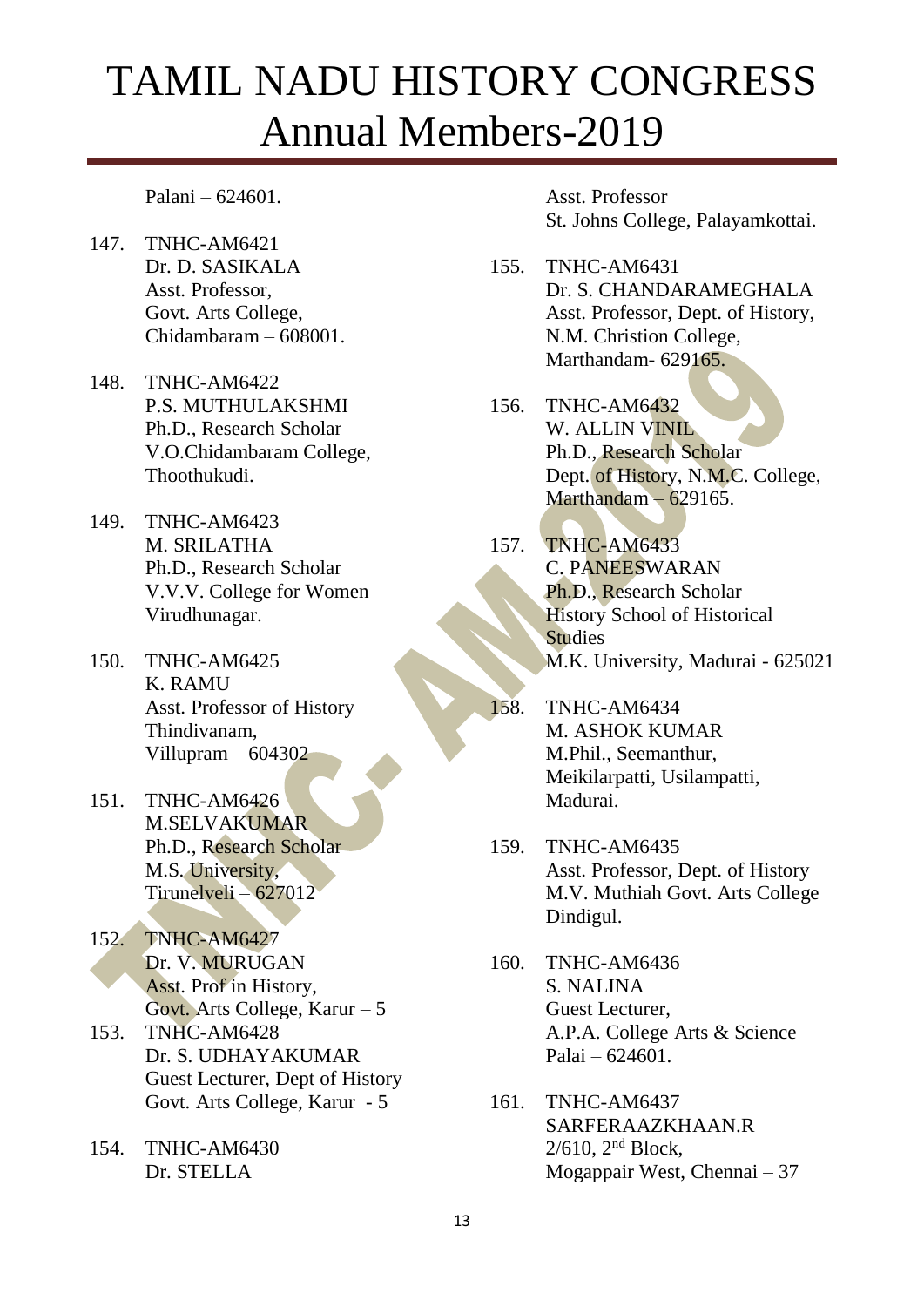Palani – 624601.

147. TNHC-AM6421
Dr. D. SASIKALA
Asst. Professor,
Govt. Arts College,
Chidambaram – 608001.

148. TNHC-AM6422
P.S. MUTHULAKSHMI
Ph.D., Research Scholar
V.O.Chidambaram College,
Thoothukudi.

149. TNHC-AM6423
M. SRILATHA
Ph.D., Research Scholar
V.V.V. College for Women
Virudhunagar.

150. TNHC-AM6425
K. RAMU
Asst. Professor of History
Thindivanam,
Villupram – 604302

151. TNHC-AM6426
M.SELVAKUMAR
Ph.D., Research Scholar
M.S. University,
Tirunelveli – 627012

152. TNHC-AM6427
Dr. V. MURUGAN
Asst. Prof in History,
Govt. Arts College, Karur – 5

153. TNHC-AM6428
Dr. S. UDHAYAKUMAR
Guest Lecturer, Dept of History
Govt. Arts College, Karur - 5

154. TNHC-AM6430
Dr. STELLA
Asst. Professor
St. Johns College, Palayamkottai.

155. TNHC-AM6431
Dr. S. CHANDARAMEGHALA
Asst. Professor, Dept. of History,
N.M. Christion College,
Marthandam- 629165.

156. TNHC-AM6432
W. ALLIN VINIL
Ph.D., Research Scholar
Dept. of History, N.M.C. College,
Marthandam – 629165.

157. TNHC-AM6433
C. PANEESWARAN
Ph.D., Research Scholar
History School of Historical Studies
M.K. University, Madurai - 625021

158. TNHC-AM6434
M. ASHOK KUMAR
M.Phil., Seemanthur,
Meikilarpatti, Usilampatti,
Madurai.

159. TNHC-AM6435
Asst. Professor, Dept. of History
M.V. Muthiah Govt. Arts College
Dindigul.

160. TNHC-AM6436
S. NALINA
Guest Lecturer,
A.P.A. College Arts & Science
Palai – 624601.

161. TNHC-AM6437
SARFERAAZKHAAN.R
2/610, 2nd Block,
Mogappair West, Chennai – 37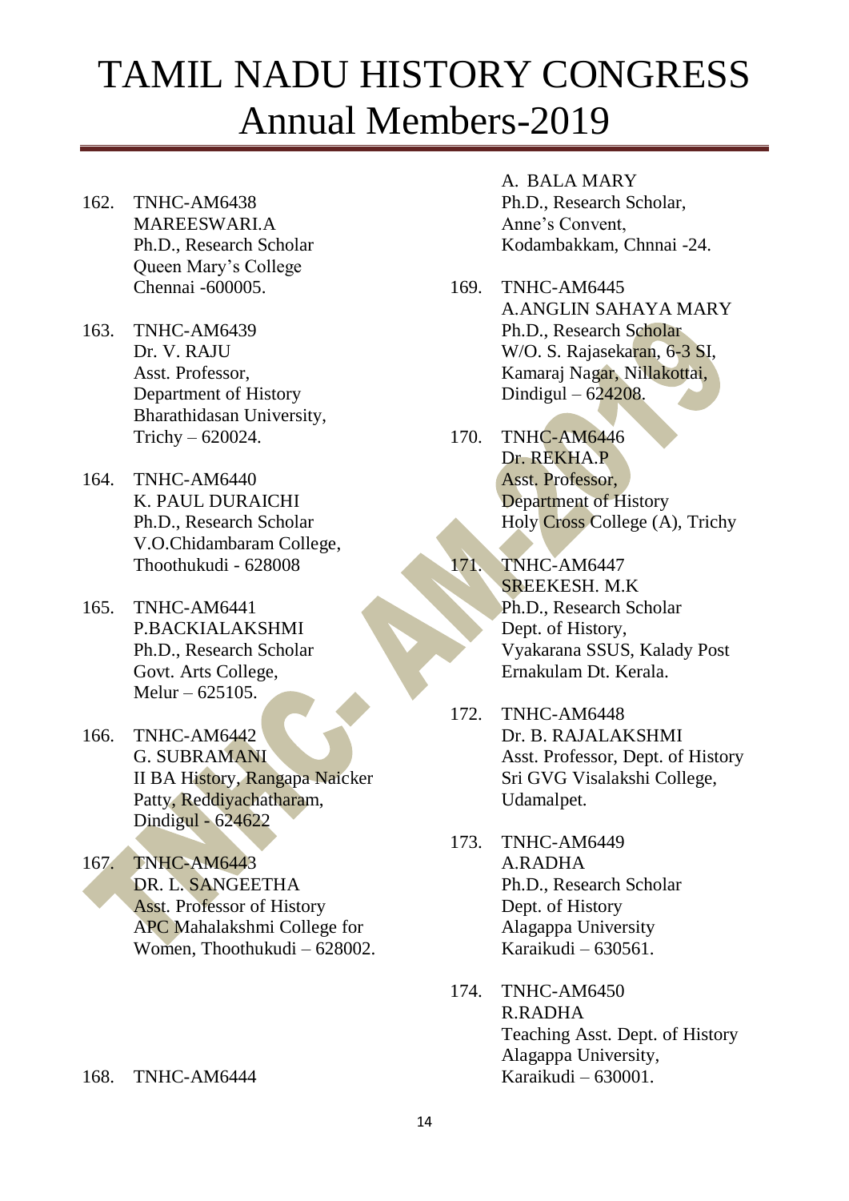# TAMIL NADU HISTORY CONGRESS
# Annual Members-2019

162. TNHC-AM6438
MAREESWARI.A
Ph.D., Research Scholar
Queen Mary's College
Chennai -600005.

163. TNHC-AM6439
Dr. V. RAJU
Asst. Professor,
Department of History
Bharathidasan University,
Trichy – 620024.

164. TNHC-AM6440
K. PAUL DURAICHI
Ph.D., Research Scholar
V.O.Chidambaram College,
Thoothukudi - 628008

165. TNHC-AM6441
P.BACKIALAKSHMI
Ph.D., Research Scholar
Govt. Arts College,
Melur – 625105.

166. TNHC-AM6442
G. SUBRAMANI
II BA History, Rangapa Naicker
Patty, Reddiyachatharam,
Dindigul - 624622

167. TNHC-AM6443
DR. L. SANGEETHA
Asst. Professor of History
APC Mahalakshmi College for
Women, Thoothukudi – 628002.

168. TNHC-AM6444
A. BALA MARY
Ph.D., Research Scholar,
Anne's Convent,
Kodambakkam, Chnnai -24.

169. TNHC-AM6445
A.ANGLIN SAHAYA MARY
Ph.D., Research Scholar
W/O. S. Rajasekaran, 6-3 SI,
Kamaraj Nagar, Nillakottai,
Dindigul – 624208.

170. TNHC-AM6446
Dr. REKHA.P
Asst. Professor,
Department of History
Holy Cross College (A), Trichy

171. TNHC-AM6447
SREEKESH. M.K
Ph.D., Research Scholar
Dept. of History,
Vyakarana SSUS, Kalady Post
Ernakulam Dt. Kerala.

172. TNHC-AM6448
Dr. B. RAJALAKSHMI
Asst. Professor, Dept. of History
Sri GVG Visalakshi College,
Udamalpet.

173. TNHC-AM6449
A.RADHA
Ph.D., Research Scholar
Dept. of History
Alagappa University
Karaikudi – 630561.

174. TNHC-AM6450
R.RADHA
Teaching Asst. Dept. of History
Alagappa University,
Karaikudi – 630001.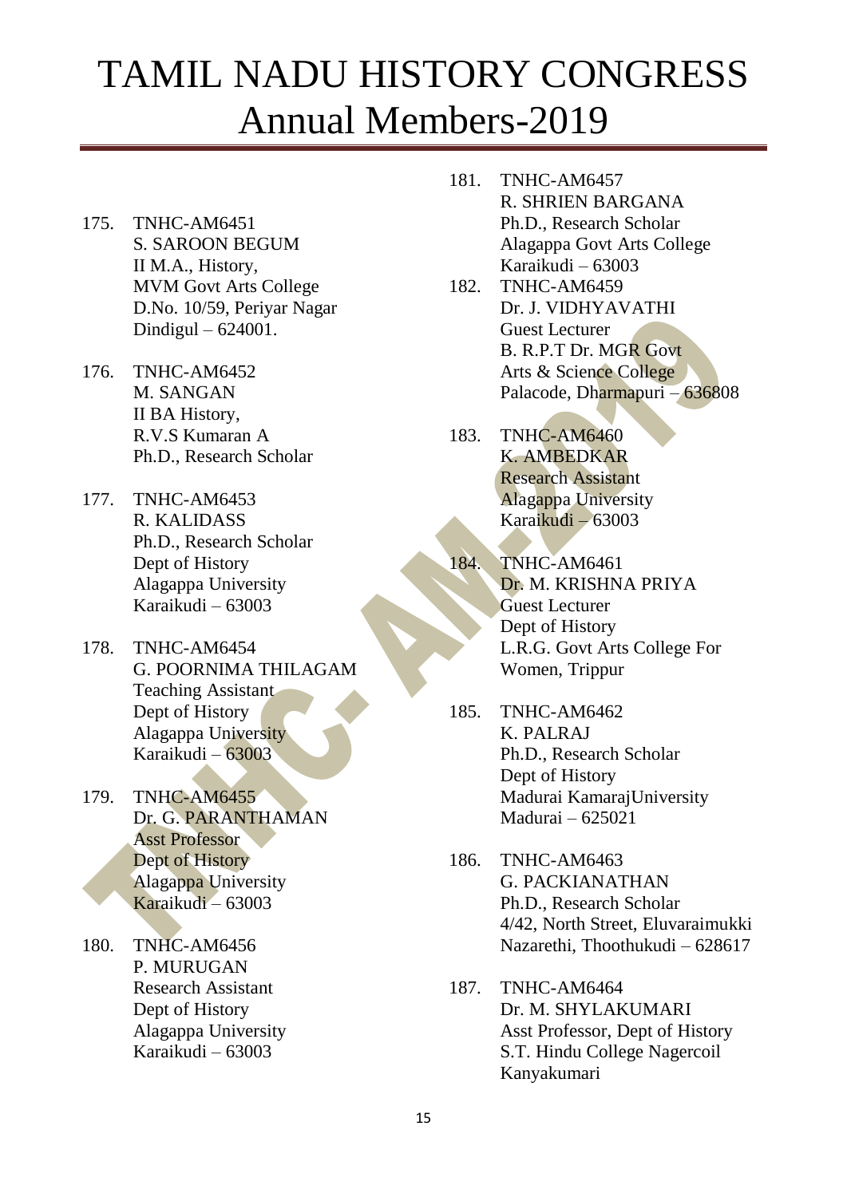# TAMIL NADU HISTORY CONGRESS
# Annual Members-2019

175. TNHC-AM6451
S. SAROON BEGUM
II M.A., History,
MVM Govt Arts College
D.No. 10/59, Periyar Nagar
Dindigul – 624001.

176. TNHC-AM6452
M. SANGAN
II BA History,
R.V.S Kumaran A
Ph.D., Research Scholar

177. TNHC-AM6453
R. KALIDASS
Ph.D., Research Scholar
Dept of History
Alagappa University
Karaikudi – 63003

178. TNHC-AM6454
G. POORNIMA THILAGAM
Teaching Assistant
Dept of History
Alagappa University
Karaikudi – 63003

179. TNHC-AM6455
Dr. G. PARANTHAMAN
Asst Professor
Dept of History
Alagappa University
Karaikudi – 63003

180. TNHC-AM6456
P. MURUGAN
Research Assistant
Dept of History
Alagappa University
Karaikudi – 63003

181. TNHC-AM6457
R. SHRIEN BARGANA
Ph.D., Research Scholar
Alagappa Govt Arts College
Karaikudi – 63003

182. TNHC-AM6459
Dr. J. VIDHYAVATHI
Guest Lecturer
B. R.P.T Dr. MGR Govt
Arts & Science College
Palacode, Dharmapuri – 636808

183. TNHC-AM6460
K. AMBEDKAR
Research Assistant
Alagappa University
Karaikudi – 63003

184. TNHC-AM6461
Dr. M. KRISHNA PRIYA
Guest Lecturer
Dept of History
L.R.G. Govt Arts College For
Women, Trippur

185. TNHC-AM6462
K. PALRAJ
Ph.D., Research Scholar
Dept of History
Madurai KamarajUniversity
Madurai – 625021

186. TNHC-AM6463
G. PACKIANATHAN
Ph.D., Research Scholar
4/42, North Street, Eluvaraimukki
Nazarethi, Thoothukudi – 628617

187. TNHC-AM6464
Dr. M. SHYLAKUMARI
Asst Professor, Dept of History
S.T. Hindu College Nagercoil
Kanyakumari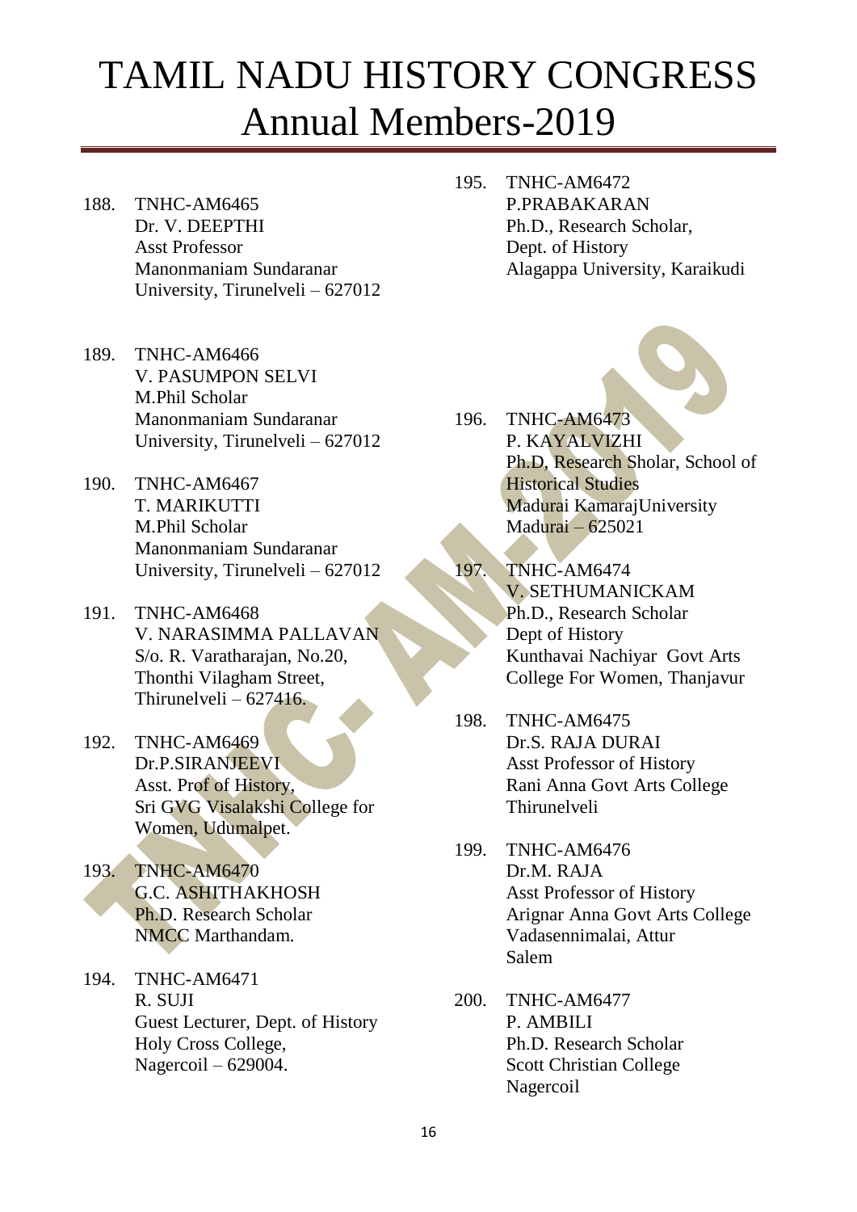# TAMIL NADU HISTORY CONGRESS
# Annual Members-2019

188. TNHC-AM6465
Dr. V. DEEPTHI
Asst Professor
Manonmaniam Sundaranar
University, Tirunelveli – 627012

189. TNHC-AM6466
V. PASUMPON SELVI
M.Phil Scholar
Manonmaniam Sundaranar
University, Tirunelveli – 627012

190. TNHC-AM6467
T. MARIKUTTI
M.Phil Scholar
Manonmaniam Sundaranar
University, Tirunelveli – 627012

191. TNHC-AM6468
V. NARASIMMA PALLAVAN
S/o. R. Varatharajan, No.20,
Thonthi Vilagham Street,
Thirunelveli – 627416.

192. TNHC-AM6469
Dr.P.SIRANJEEVI
Asst. Prof of History,
Sri GVG Visalakshi College for
Women, Udumalpet.

193. TNHC-AM6470
G.C. ASHITHAKHOSH
Ph.D. Research Scholar
NMCC Marthandam.

194. TNHC-AM6471
R. SUJI
Guest Lecturer, Dept. of History
Holy Cross College,
Nagercoil – 629004.

195. TNHC-AM6472
P.PRABAKARAN
Ph.D., Research Scholar,
Dept. of History
Alagappa University, Karaikudi

196. TNHC-AM6473
P. KAYALVIZHI
Ph.D, Research Sholar, School of
Historical Studies
Madurai KamarajUniversity
Madurai – 625021

197. TNHC-AM6474
V. SETHUMANICKAM
Ph.D., Research Scholar
Dept of History
Kunthavai Nachiyar Govt Arts
College For Women, Thanjavur

198. TNHC-AM6475
Dr.S. RAJA DURAI
Asst Professor of History
Rani Anna Govt Arts College
Thirunelveli

199. TNHC-AM6476
Dr.M. RAJA
Asst Professor of History
Arignar Anna Govt Arts College
Vadasennimalai, Attur
Salem

200. TNHC-AM6477
P. AMBILI
Ph.D. Research Scholar
Scott Christian College
Nagercoil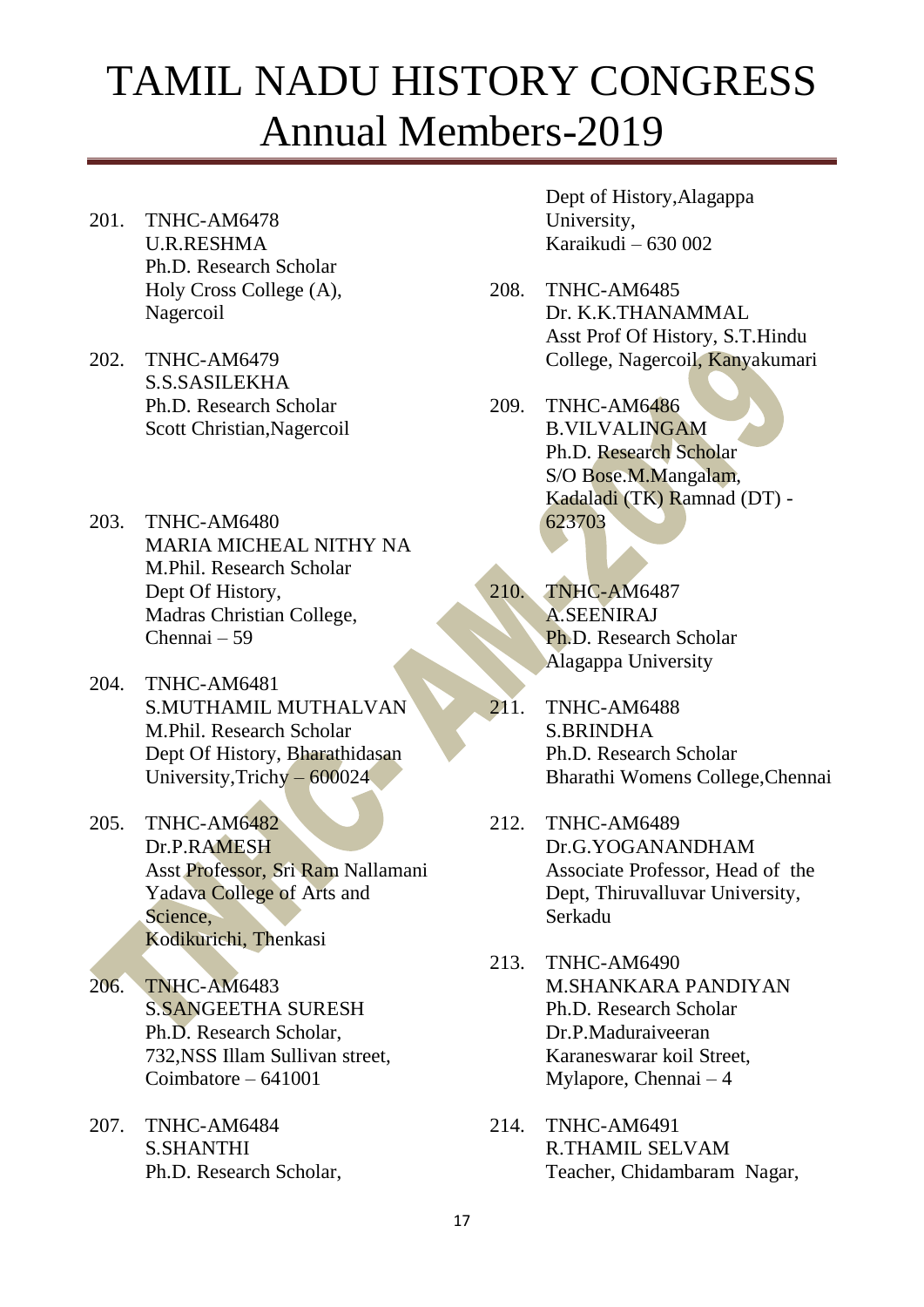# TAMIL NADU HISTORY CONGRESS
# Annual Members-2019

201. TNHC-AM6478
U.R.RESHMA
Ph.D. Research Scholar
Holy Cross College (A),
Nagercoil

202. TNHC-AM6479
S.S.SASILEKHA
Ph.D. Research Scholar
Scott Christian,Nagercoil

203. TNHC-AM6480
MARIA MICHEAL NITHY NA
M.Phil. Research Scholar
Dept Of History,
Madras Christian College,
Chennai – 59

204. TNHC-AM6481
S.MUTHAMIL MUTHALVAN
M.Phil. Research Scholar
Dept Of History, Bharathidasan
University,Trichy – 600024

205. TNHC-AM6482
Dr.P.RAMESH
Asst Professor, Sri Ram Nallamani
Yadava College of Arts and
Science,
Kodikurichi, Thenkasi

206. TNHC-AM6483
S.SANGEETHA SURESH
Ph.D. Research Scholar,
732,NSS Illam Sullivan street,
Coimbatore – 641001

207. TNHC-AM6484
S.SHANTHI
Ph.D. Research Scholar,
Dept of History,Alagappa
University,
Karaikudi – 630 002

208. TNHC-AM6485
Dr. K.K.THANAMMAL
Asst Prof Of History, S.T.Hindu
College, Nagercoil, Kanyakumari

209. TNHC-AM6486
B.VILVALINGAM
Ph.D. Research Scholar
S/O Bose.M.Mangalam,
Kadaladi (TK) Ramnad (DT) -
623703

210. TNHC-AM6487
A.SEENIRAJ
Ph.D. Research Scholar
Alagappa University

211. TNHC-AM6488
S.BRINDHA
Ph.D. Research Scholar
Bharathi Womens College,Chennai

212. TNHC-AM6489
Dr.G.YOGANANDHAM
Associate Professor, Head of the
Dept, Thiruvalluvar University,
Serkadu

213. TNHC-AM6490
M.SHANKARA PANDIYAN
Ph.D. Research Scholar
Dr.P.Maduraiveeran
Karaneswarar koil Street,
Mylapore, Chennai – 4

214. TNHC-AM6491
R.THAMIL SELVAM
Teacher, Chidambaram Nagar,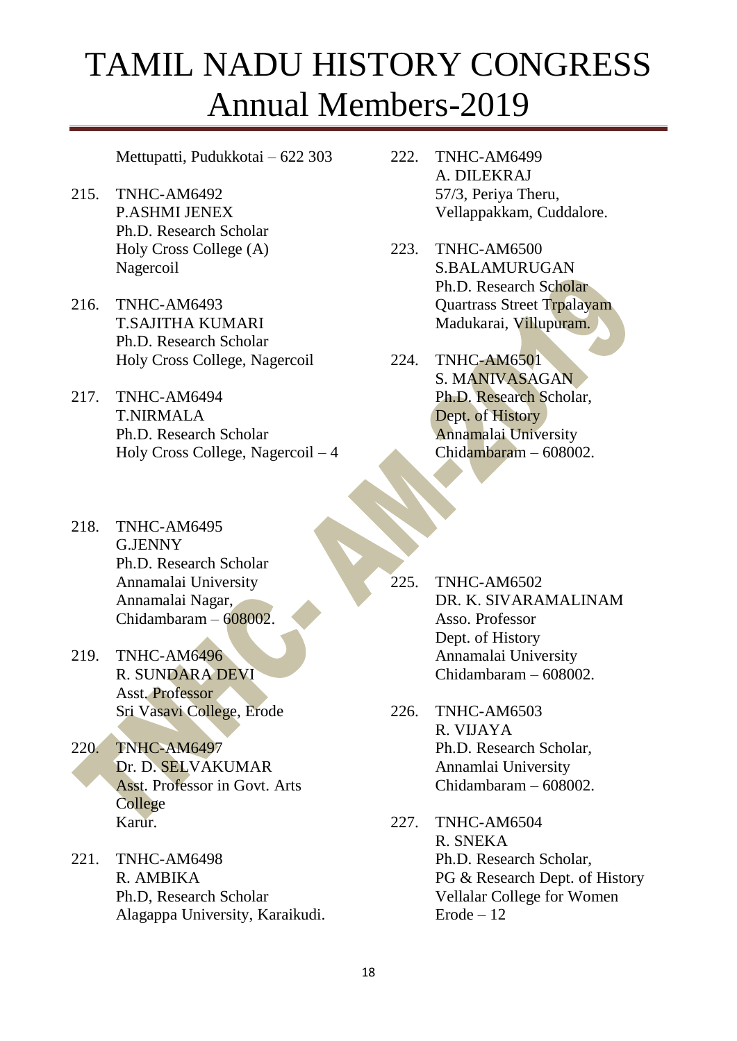# TAMIL NADU HISTORY CONGRESS
## Annual Members-2019

Mettupatti, Pudukkotai – 622 303

215. TNHC-AM6492
 P.ASHMI JENEX
 Ph.D. Research Scholar
 Holy Cross College (A)
 Nagercoil

216. TNHC-AM6493
 T.SAJITHA KUMARI
 Ph.D. Research Scholar
 Holy Cross College, Nagercoil

217. TNHC-AM6494
 T.NIRMALA
 Ph.D. Research Scholar
 Holy Cross College, Nagercoil – 4

218. TNHC-AM6495
 G.JENNY
 Ph.D. Research Scholar
 Annamalai University
 Annamalai Nagar,
 Chidambaram – 608002.

219. TNHC-AM6496
 R. SUNDARA DEVI
 Asst. Professor
 Sri Vasavi College, Erode

220. TNHC-AM6497
 Dr. D. SELVAKUMAR
 Asst. Professor in Govt. Arts College
 Karur.

221. TNHC-AM6498
 R. AMBIKA
 Ph.D, Research Scholar
 Alagappa University, Karaikudi.

222. TNHC-AM6499
 A. DILEKRAJ
 57/3, Periya Theru,
 Vellappakkam, Cuddalore.

223. TNHC-AM6500
 S.BALAMURUGAN
 Ph.D. Research Scholar
 Quartrass Street Trpalayam
 Madukarai, Villupuram.

224. TNHC-AM6501
 S. MANIVASAGAN
 Ph.D. Research Scholar,
 Dept. of History
 Annamalai University
 Chidambaram – 608002.

225. TNHC-AM6502
 DR. K. SIVARAMALINAM
 Asso. Professor
 Dept. of History
 Annamalai University
 Chidambaram – 608002.

226. TNHC-AM6503
 R. VIJAYA
 Ph.D. Research Scholar,
 Annamlai University
 Chidambaram – 608002.

227. TNHC-AM6504
 R. SNEKA
 Ph.D. Research Scholar,
 PG & Research Dept. of History
 Vellalar College for Women
 Erode – 12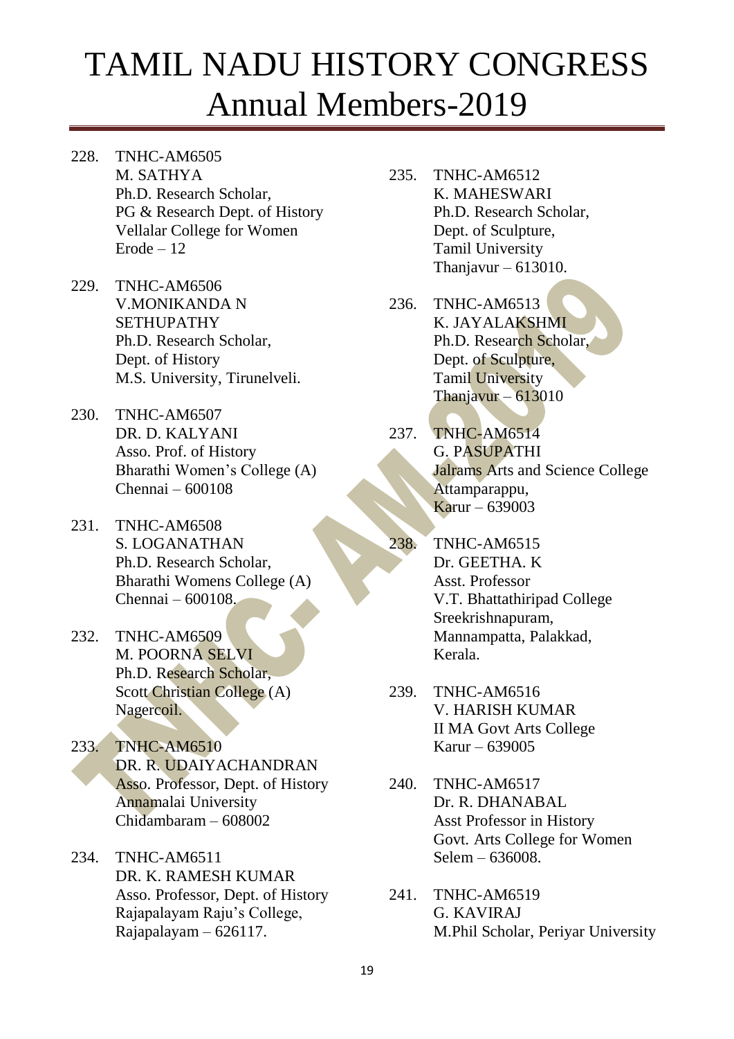# TAMIL NADU HISTORY CONGRESS
## Annual Members-2019

228. TNHC-AM6505
M. SATHYA
Ph.D. Research Scholar,
PG & Research Dept. of History
Vellalar College for Women
Erode – 12

229. TNHC-AM6506
V.MONIKANDA N
SETHUPATHY
Ph.D. Research Scholar,
Dept. of History
M.S. University, Tirunelveli.

230. TNHC-AM6507
DR. D. KALYANI
Asso. Prof. of History
Bharathi Women's College (A)
Chennai – 600108

231. TNHC-AM6508
S. LOGANATHAN
Ph.D. Research Scholar,
Bharathi Womens College (A)
Chennai – 600108.

232. TNHC-AM6509
M. POORNA SELVI
Ph.D. Research Scholar,
Scott Christian College (A)
Nagercoil.

233. TNHC-AM6510
DR. R. UDAIYACHANDRAN
Asso. Professor, Dept. of History
Annamalai University
Chidambaram – 608002

234. TNHC-AM6511
DR. K. RAMESH KUMAR
Asso. Professor, Dept. of History
Rajapalayam Raju's College,
Rajapalayam – 626117.

235. TNHC-AM6512
K. MAHESWARI
Ph.D. Research Scholar,
Dept. of Sculpture,
Tamil University
Thanjavur – 613010.

236. TNHC-AM6513
K. JAYALAKSHMI
Ph.D. Research Scholar,
Dept. of Sculpture,
Tamil University
Thanjavur – 613010

237. TNHC-AM6514
G. PASUPATHI
Jalrams Arts and Science College
Attamparappu,
Karur – 639003

238. TNHC-AM6515
Dr. GEETHA. K
Asst. Professor
V.T. Bhattathiripad College
Sreekrishnapuram,
Mannampatta, Palakkad,
Kerala.

239. TNHC-AM6516
V. HARISH KUMAR
II MA Govt Arts College
Karur – 639005

240. TNHC-AM6517
Dr. R. DHANABAL
Asst Professor in History
Govt. Arts College for Women
Selem – 636008.

241. TNHC-AM6519
G. KAVIRAJ
M.Phil Scholar, Periyar University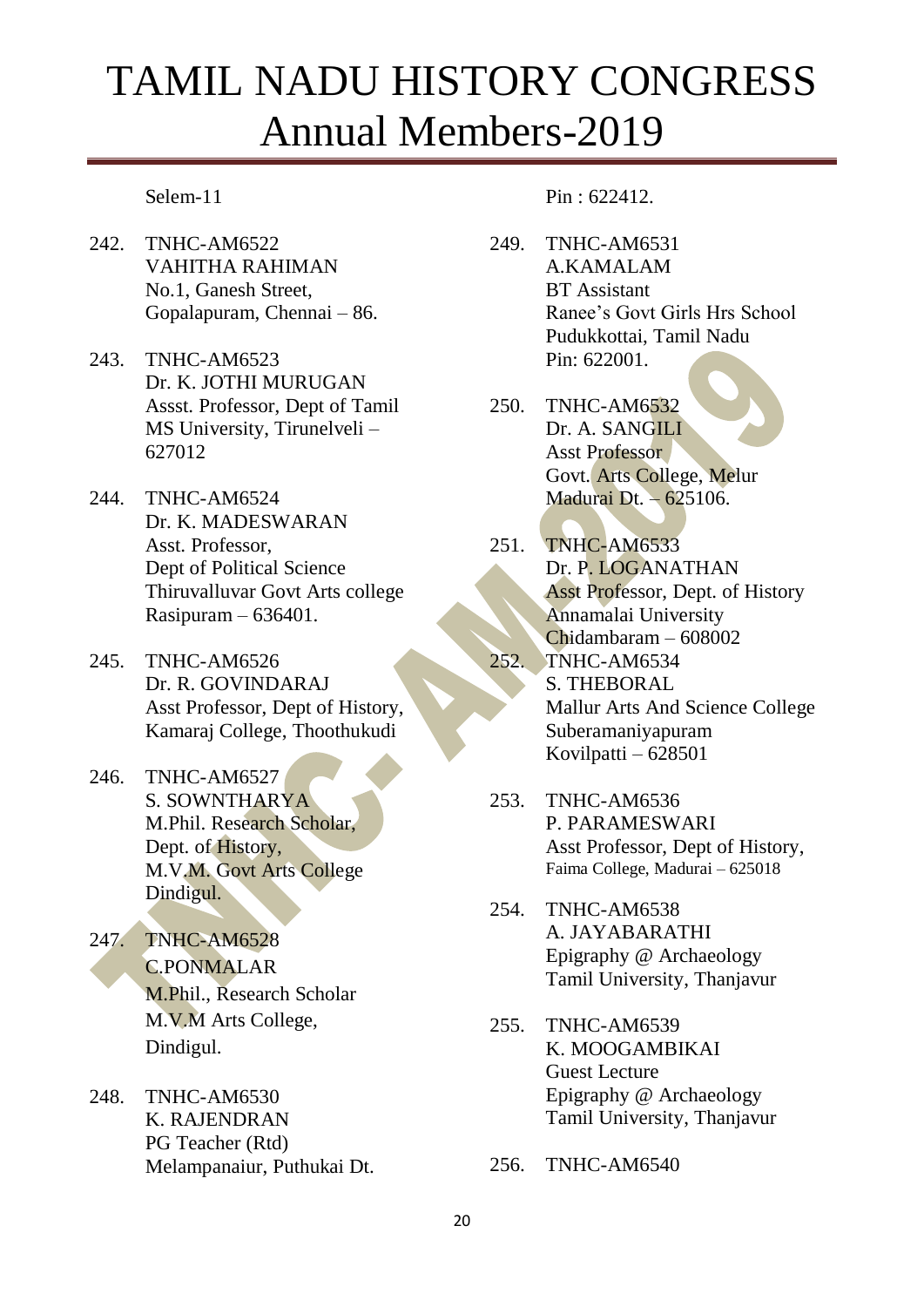# TAMIL NADU HISTORY CONGRESS
# Annual Members-2019

Selem-11

242. TNHC-AM6522
VAHITHA RAHIMAN
No.1, Ganesh Street,
Gopalapuram, Chennai – 86.

243. TNHC-AM6523
Dr. K. JOTHI MURUGAN
Assst. Professor, Dept of Tamil
MS University, Tirunelveli – 627012

244. TNHC-AM6524
Dr. K. MADESWARAN
Asst. Professor,
Dept of Political Science
Thiruvalluvar Govt Arts college
Rasipuram – 636401.

245. TNHC-AM6526
Dr. R. GOVINDARAJ
Asst Professor, Dept of History,
Kamaraj College, Thoothukudi

246. TNHC-AM6527
S. SOWNTHARYA
M.Phil. Research Scholar,
Dept. of History,
M.V.M. Govt Arts College
Dindigul.

247. TNHC-AM6528
C.PONMALAR
M.Phil., Research Scholar
M.V.M Arts College,
Dindigul.

248. TNHC-AM6530
K. RAJENDRAN
PG Teacher (Rtd)
Melampanaiur, Puthukai Dt.
Pin : 622412.

249. TNHC-AM6531
A.KAMALAM
BT Assistant
Ranee's Govt Girls Hrs School
Pudukkottai, Tamil Nadu
Pin: 622001.

250. TNHC-AM6532
Dr. A. SANGILI
Asst Professor
Govt. Arts College, Melur
Madurai Dt. – 625106.

251. TNHC-AM6533
Dr. P. LOGANATHAN
Asst Professor, Dept. of History
Annamalai University
Chidambaram – 608002

252. TNHC-AM6534
S. THEBORAL
Mallur Arts And Science College
Suberamaniyapuram
Kovilpatti – 628501

253. TNHC-AM6536
P. PARAMESWARI
Asst Professor, Dept of History,
Faima College, Madurai – 625018

254. TNHC-AM6538
A. JAYABARATHI
Epigraphy @ Archaeology
Tamil University, Thanjavur

255. TNHC-AM6539
K. MOOGAMBIKAI
Guest Lecture
Epigraphy @ Archaeology
Tamil University, Thanjavur

256. TNHC-AM6540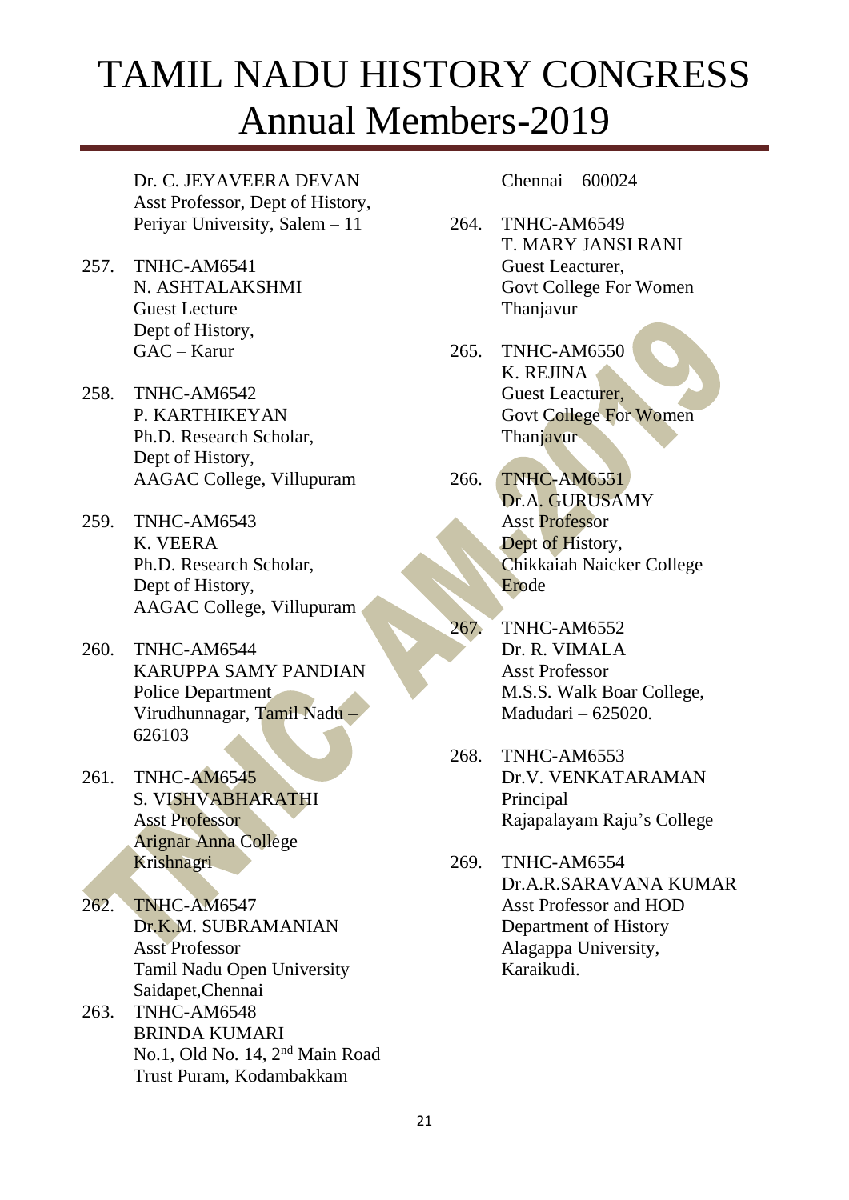# TAMIL NADU HISTORY CONGRESS
# Annual Members-2019

Dr. C. JEYAVEERA DEVAN
Asst Professor, Dept of History,
Periyar University, Salem – 11

257. TNHC-AM6541
N. ASHTALAKSHMI
Guest Lecture
Dept of History,
GAC – Karur

258. TNHC-AM6542
P. KARTHIKEYAN
Ph.D. Research Scholar,
Dept of History,
AAGAC College, Villupuram

259. TNHC-AM6543
K. VEERA
Ph.D. Research Scholar,
Dept of History,
AAGAC College, Villupuram

260. TNHC-AM6544
KARUPPA SAMY PANDIAN
Police Department
Virudhunnagar, Tamil Nadu – 626103

261. TNHC-AM6545
S. VISHVABHARATHI
Asst Professor
Arignar Anna College
Krishnagri

262. TNHC-AM6547
Dr.K.M. SUBRAMANIAN
Asst Professor
Tamil Nadu Open University
Saidapet,Chennai

263. TNHC-AM6548
BRINDA KUMARI
No.1, Old No. 14, 2nd Main Road
Trust Puram, Kodambakkam
Chennai – 600024

264. TNHC-AM6549
T. MARY JANSI RANI
Guest Leacturer,
Govt College For Women
Thanjavur

265. TNHC-AM6550
K. REJINA
Guest Leacturer,
Govt College For Women
Thanjavur

266. TNHC-AM6551
Dr.A. GURUSAMY
Asst Professor
Dept of History,
Chikkaiah Naicker College
Erode

267. TNHC-AM6552
Dr. R. VIMALA
Asst Professor
M.S.S. Walk Boar College,
Madudari – 625020.

268. TNHC-AM6553
Dr.V. VENKATARAMAN
Principal
Rajapalayam Raju's College

269. TNHC-AM6554
Dr.A.R.SARAVANA KUMAR
Asst Professor and HOD
Department of History
Alagappa University,
Karaikudi.